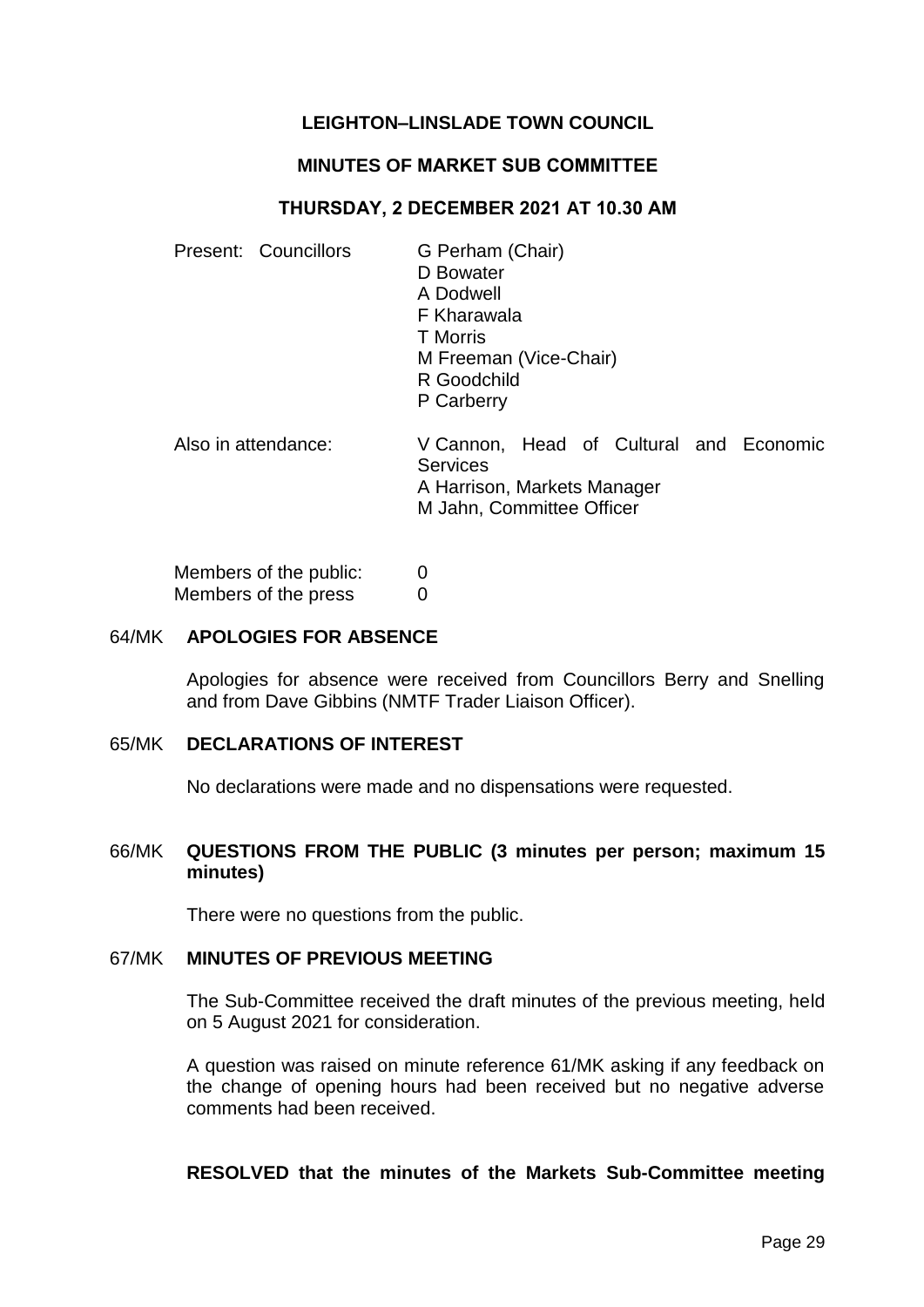# LEIGHTON–LINSLADE TOWN COUNCIL

## MINUTES OF MARKET SUB COMMITTEE

### THURSDAY, 2 DECEMBER 2021 AT 10.30 AM

Present: Councillors
G Perham (Chair)
D Bowater
A Dodwell
F Kharawala
T Morris
M Freeman (Vice-Chair)
R Goodchild
P Carberry

Also in attendance:
V Cannon, Head of Cultural and Economic Services
A Harrison, Markets Manager
M Jahn, Committee Officer

Members of the public: 0
Members of the press 0

**64/MK APOLOGIES FOR ABSENCE**

Apologies for absence were received from Councillors Berry and Snelling and from Dave Gibbins (NMTF Trader Liaison Officer).

**65/MK DECLARATIONS OF INTEREST**

No declarations were made and no dispensations were requested.

**66/MK QUESTIONS FROM THE PUBLIC (3 minutes per person; maximum 15 minutes)**

There were no questions from the public.

**67/MK MINUTES OF PREVIOUS MEETING**

The Sub-Committee received the draft minutes of the previous meeting, held on 5 August 2021 for consideration.

A question was raised on minute reference 61/MK asking if any feedback on the change of opening hours had been received but no negative adverse comments had been received.

**RESOLVED that the minutes of the Markets Sub-Committee meeting**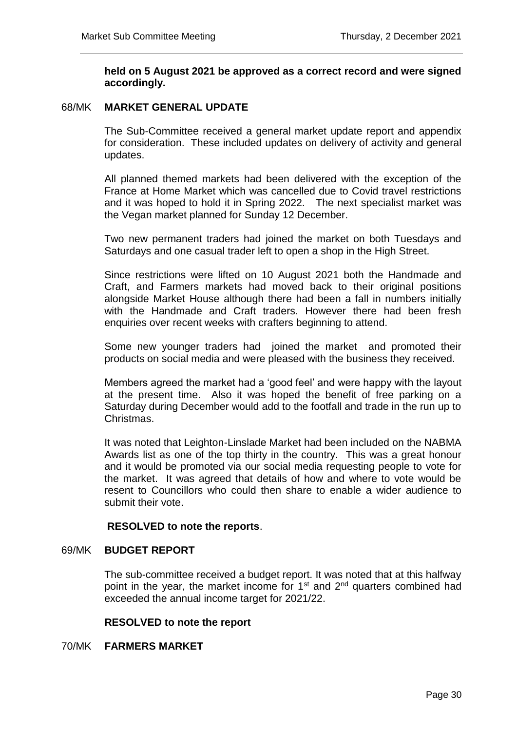**held on 5 August 2021 be approved as a correct record and were signed accordingly.**

## 68/MK MARKET GENERAL UPDATE

The Sub-Committee received a general market update report and appendix for consideration. These included updates on delivery of activity and general updates.

All planned themed markets had been delivered with the exception of the France at Home Market which was cancelled due to Covid travel restrictions and it was hoped to hold it in Spring 2022. The next specialist market was the Vegan market planned for Sunday 12 December.

Two new permanent traders had joined the market on both Tuesdays and Saturdays and one casual trader left to open a shop in the High Street.

Since restrictions were lifted on 10 August 2021 both the Handmade and Craft, and Farmers markets had moved back to their original positions alongside Market House although there had been a fall in numbers initially with the Handmade and Craft traders. However there had been fresh enquiries over recent weeks with crafters beginning to attend.

Some new younger traders had joined the market and promoted their products on social media and were pleased with the business they received.

Members agreed the market had a 'good feel' and were happy with the layout at the present time. Also it was hoped the benefit of free parking on a Saturday during December would add to the footfall and trade in the run up to Christmas.

It was noted that Leighton-Linslade Market had been included on the NABMA Awards list as one of the top thirty in the country. This was a great honour and it would be promoted via our social media requesting people to vote for the market. It was agreed that details of how and where to vote would be resent to Councillors who could then share to enable a wider audience to submit their vote.

**RESOLVED to note the reports**.

## 69/MK BUDGET REPORT

The sub-committee received a budget report. It was noted that at this halfway point in the year, the market income for 1st and 2nd quarters combined had exceeded the annual income target for 2021/22.

**RESOLVED to note the report**

## 70/MK FARMERS MARKET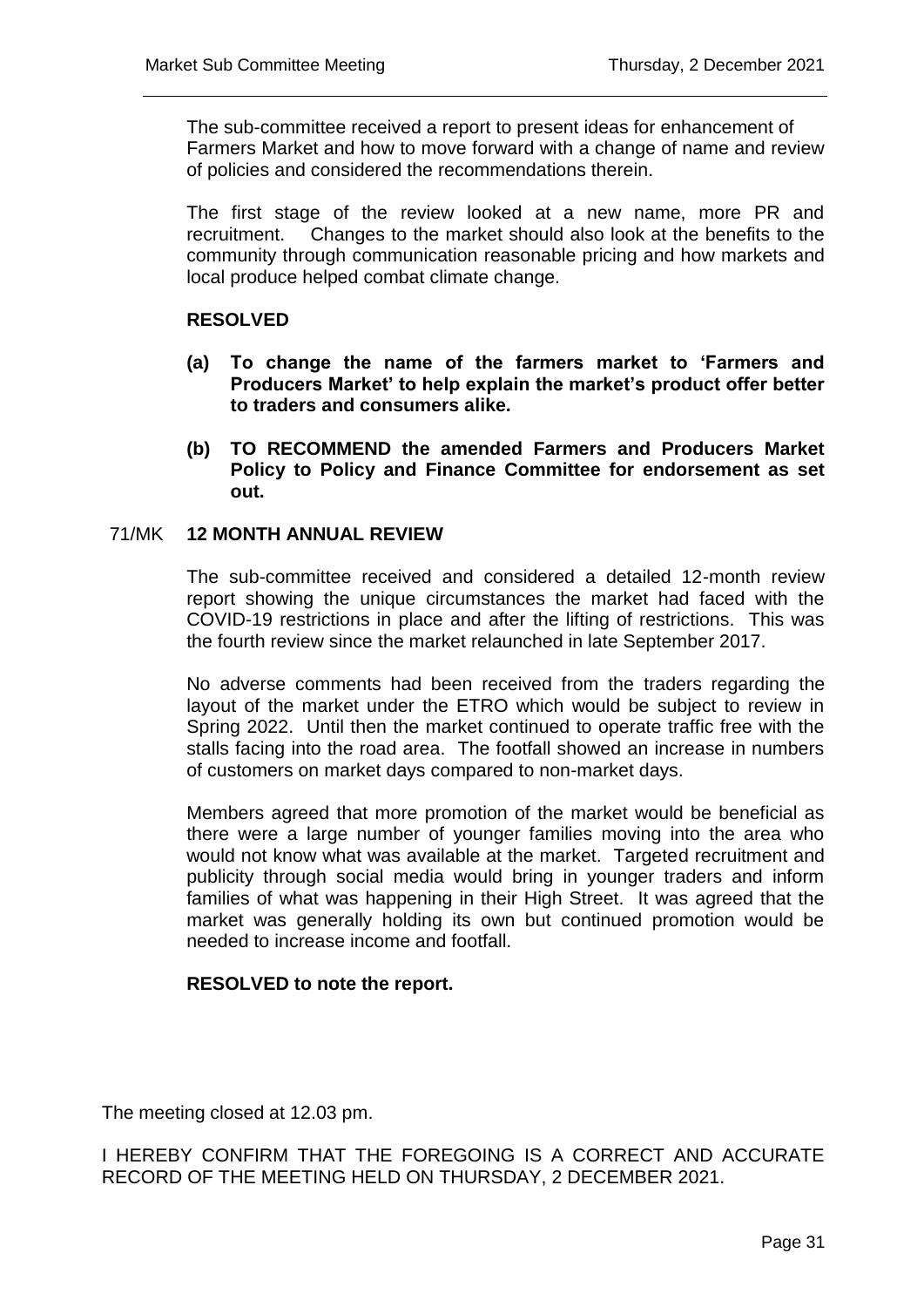The sub-committee received a report to present ideas for enhancement of Farmers Market and how to move forward with a change of name and review of policies and considered the recommendations therein.

The first stage of the review looked at a new name, more PR and recruitment. Changes to the market should also look at the benefits to the community through communication reasonable pricing and how markets and local produce helped combat climate change.

**RESOLVED**

**(a) To change the name of the farmers market to 'Farmers and Producers Market' to help explain the market's product offer better to traders and consumers alike.**

**(b) TO RECOMMEND the amended Farmers and Producers Market Policy to Policy and Finance Committee for endorsement as set out.**

## 71/MK 12 MONTH ANNUAL REVIEW

The sub-committee received and considered a detailed 12-month review report showing the unique circumstances the market had faced with the COVID-19 restrictions in place and after the lifting of restrictions. This was the fourth review since the market relaunched in late September 2017.

No adverse comments had been received from the traders regarding the layout of the market under the ETRO which would be subject to review in Spring 2022. Until then the market continued to operate traffic free with the stalls facing into the road area. The footfall showed an increase in numbers of customers on market days compared to non-market days.

Members agreed that more promotion of the market would be beneficial as there were a large number of younger families moving into the area who would not know what was available at the market. Targeted recruitment and publicity through social media would bring in younger traders and inform families of what was happening in their High Street. It was agreed that the market was generally holding its own but continued promotion would be needed to increase income and footfall.

**RESOLVED to note the report.**

The meeting closed at 12.03 pm.

I HEREBY CONFIRM THAT THE FOREGOING IS A CORRECT AND ACCURATE RECORD OF THE MEETING HELD ON THURSDAY, 2 DECEMBER 2021.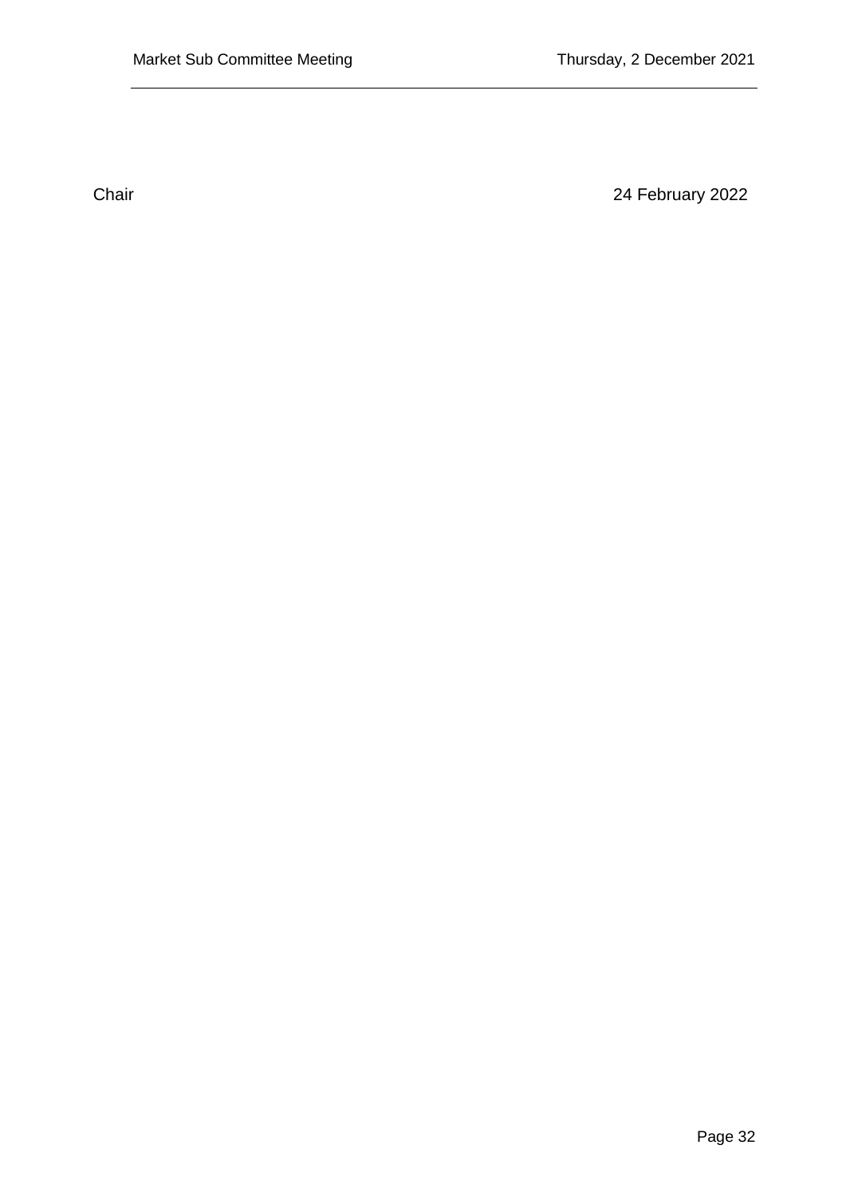Chair 24 February 2022